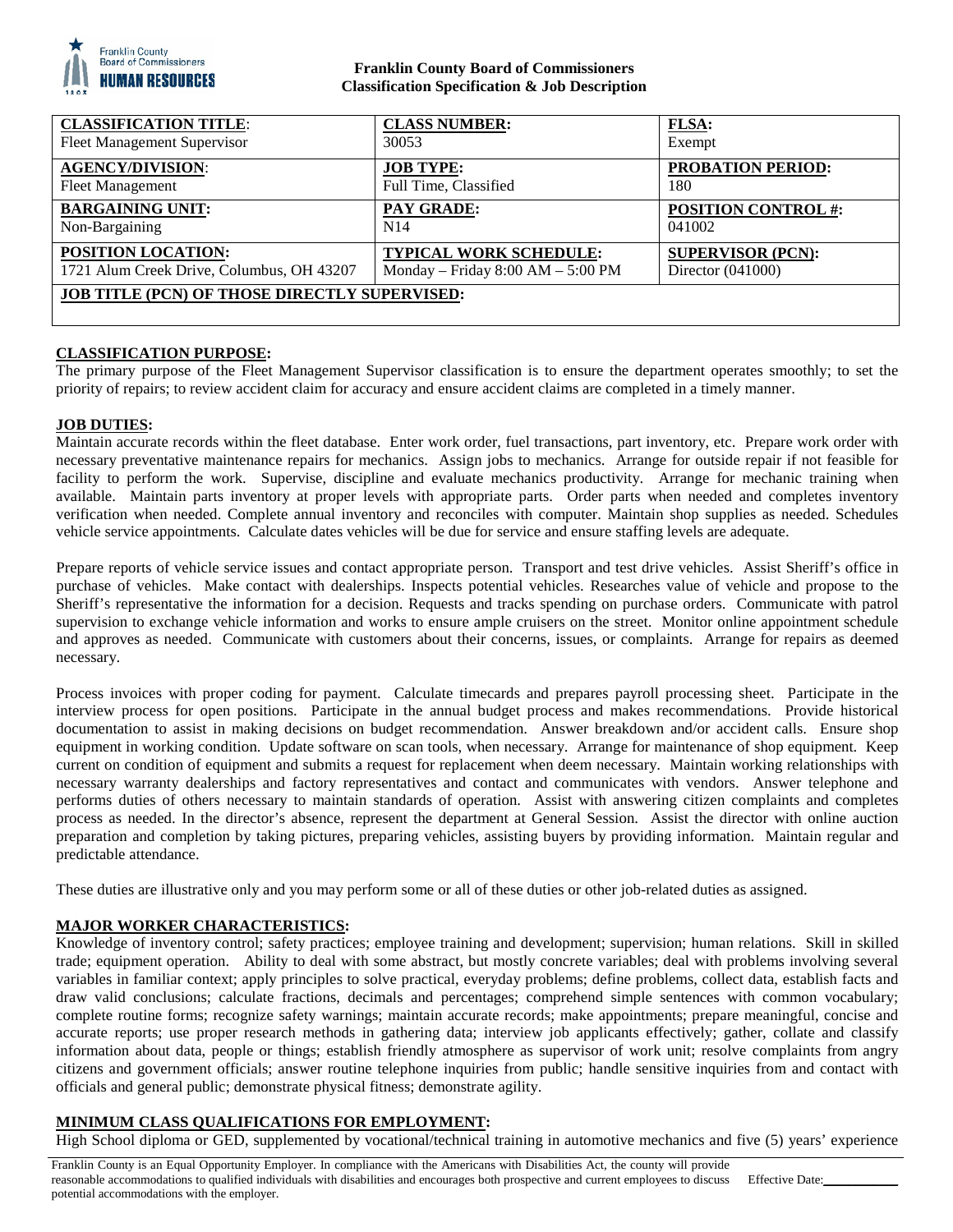**Franklin County Board of Commissioners**
**Classification Specification & Job Description**

| **CLASSIFICATION TITLE**: Fleet Management Supervisor | **CLASS NUMBER:** 30053 | **FLSA:** Exempt |
|---|---|---|
| **AGENCY/DIVISION**: Fleet Management | **JOB TYPE:** Full Time, Classified | **PROBATION PERIOD:** 180 |
| **BARGAINING UNIT:** Non-Bargaining | **PAY GRADE:** N14 | **POSITION CONTROL #:** 041002 |
| **POSITION LOCATION:** 1721 Alum Creek Drive, Columbus, OH 43207 | **TYPICAL WORK SCHEDULE:** Monday – Friday 8:00 AM – 5:00 PM | **SUPERVISOR (PCN):** Director (041000) |
| **JOB TITLE (PCN) OF THOSE DIRECTLY SUPERVISED:** | | |

## CLASSIFICATION PURPOSE:

The primary purpose of the Fleet Management Supervisor classification is to ensure the department operates smoothly; to set the priority of repairs; to review accident claim for accuracy and ensure accident claims are completed in a timely manner.

## JOB DUTIES:

Maintain accurate records within the fleet database. Enter work order, fuel transactions, part inventory, etc. Prepare work order with necessary preventative maintenance repairs for mechanics. Assign jobs to mechanics. Arrange for outside repair if not feasible for facility to perform the work. Supervise, discipline and evaluate mechanics productivity. Arrange for mechanic training when available. Maintain parts inventory at proper levels with appropriate parts. Order parts when needed and completes inventory verification when needed. Complete annual inventory and reconciles with computer. Maintain shop supplies as needed. Schedules vehicle service appointments. Calculate dates vehicles will be due for service and ensure staffing levels are adequate.

Prepare reports of vehicle service issues and contact appropriate person. Transport and test drive vehicles. Assist Sheriff's office in purchase of vehicles. Make contact with dealerships. Inspects potential vehicles. Researches value of vehicle and propose to the Sheriff's representative the information for a decision. Requests and tracks spending on purchase orders. Communicate with patrol supervision to exchange vehicle information and works to ensure ample cruisers on the street. Monitor online appointment schedule and approves as needed. Communicate with customers about their concerns, issues, or complaints. Arrange for repairs as deemed necessary.

Process invoices with proper coding for payment. Calculate timecards and prepares payroll processing sheet. Participate in the interview process for open positions. Participate in the annual budget process and makes recommendations. Provide historical documentation to assist in making decisions on budget recommendation. Answer breakdown and/or accident calls. Ensure shop equipment in working condition. Update software on scan tools, when necessary. Arrange for maintenance of shop equipment. Keep current on condition of equipment and submits a request for replacement when deem necessary. Maintain working relationships with necessary warranty dealerships and factory representatives and contact and communicates with vendors. Answer telephone and performs duties of others necessary to maintain standards of operation. Assist with answering citizen complaints and completes process as needed. In the director's absence, represent the department at General Session. Assist the director with online auction preparation and completion by taking pictures, preparing vehicles, assisting buyers by providing information. Maintain regular and predictable attendance.

These duties are illustrative only and you may perform some or all of these duties or other job-related duties as assigned.

## MAJOR WORKER CHARACTERISTICS:

Knowledge of inventory control; safety practices; employee training and development; supervision; human relations. Skill in skilled trade; equipment operation. Ability to deal with some abstract, but mostly concrete variables; deal with problems involving several variables in familiar context; apply principles to solve practical, everyday problems; define problems, collect data, establish facts and draw valid conclusions; calculate fractions, decimals and percentages; comprehend simple sentences with common vocabulary; complete routine forms; recognize safety warnings; maintain accurate records; make appointments; prepare meaningful, concise and accurate reports; use proper research methods in gathering data; interview job applicants effectively; gather, collate and classify information about data, people or things; establish friendly atmosphere as supervisor of work unit; resolve complaints from angry citizens and government officials; answer routine telephone inquiries from public; handle sensitive inquiries from and contact with officials and general public; demonstrate physical fitness; demonstrate agility.

## MINIMUM CLASS QUALIFICATIONS FOR EMPLOYMENT:

High School diploma or GED, supplemented by vocational/technical training in automotive mechanics and five (5) years' experience

Franklin County is an Equal Opportunity Employer. In compliance with the Americans with Disabilities Act, the county will provide reasonable accommodations to qualified individuals with disabilities and encourages both prospective and current employees to discuss potential accommodations with the employer. Effective Date:___________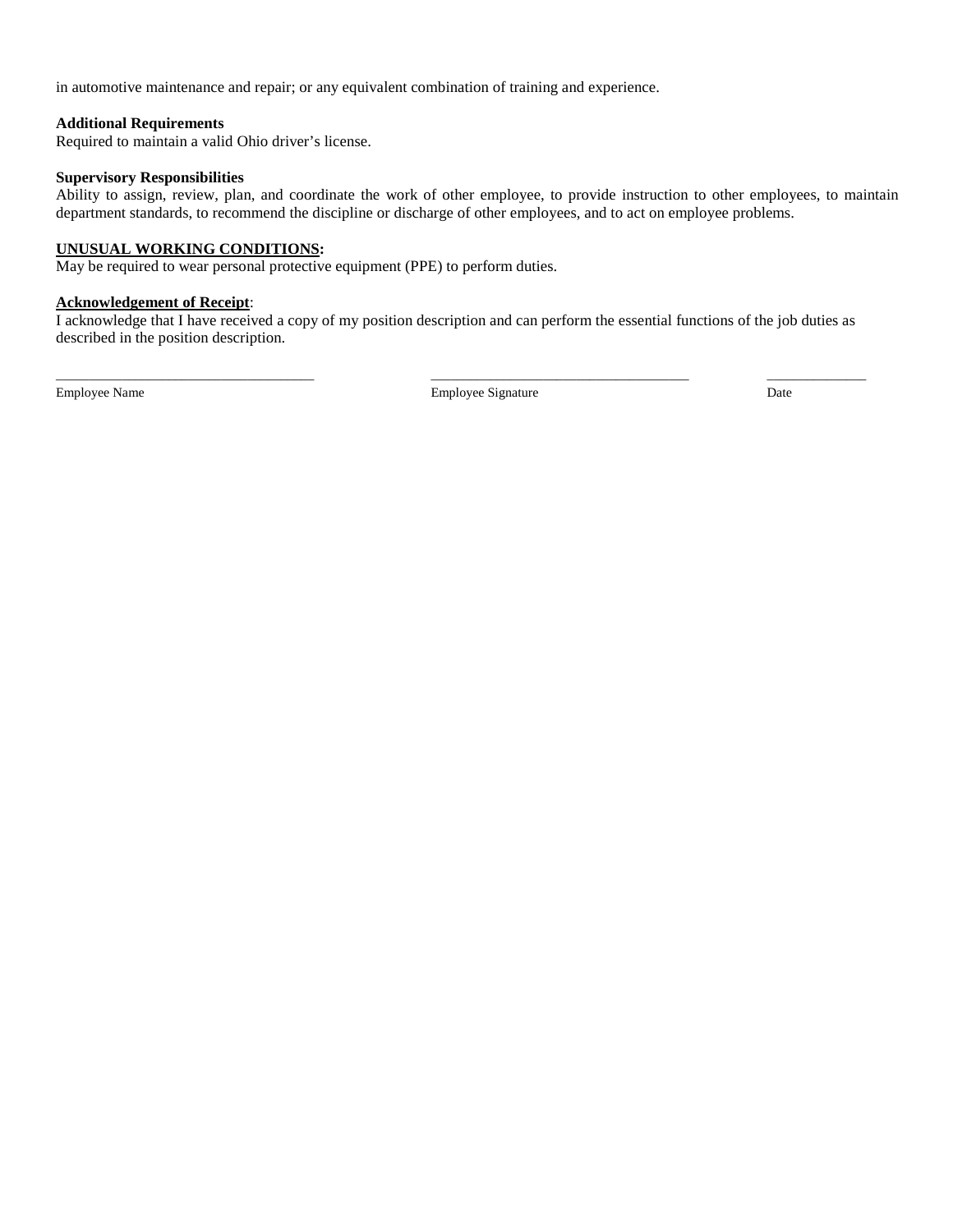in automotive maintenance and repair; or any equivalent combination of training and experience.

**Additional Requirements**
Required to maintain a valid Ohio driver's license.

**Supervisory Responsibilities**
Ability to assign, review, plan, and coordinate the work of other employee, to provide instruction to other employees, to maintain department standards, to recommend the discipline or discharge of other employees, and to act on employee problems.

**UNUSUAL WORKING CONDITIONS:**
May be required to wear personal protective equipment (PPE) to perform duties.

**Acknowledgement of Receipt**:
I acknowledge that I have received a copy of my position description and can perform the essential functions of the job duties as described in the position description.

| | | |
|---|---|---|
| ______________________________ | ______________________________ | ____________ |
| Employee Name | Employee Signature | Date |